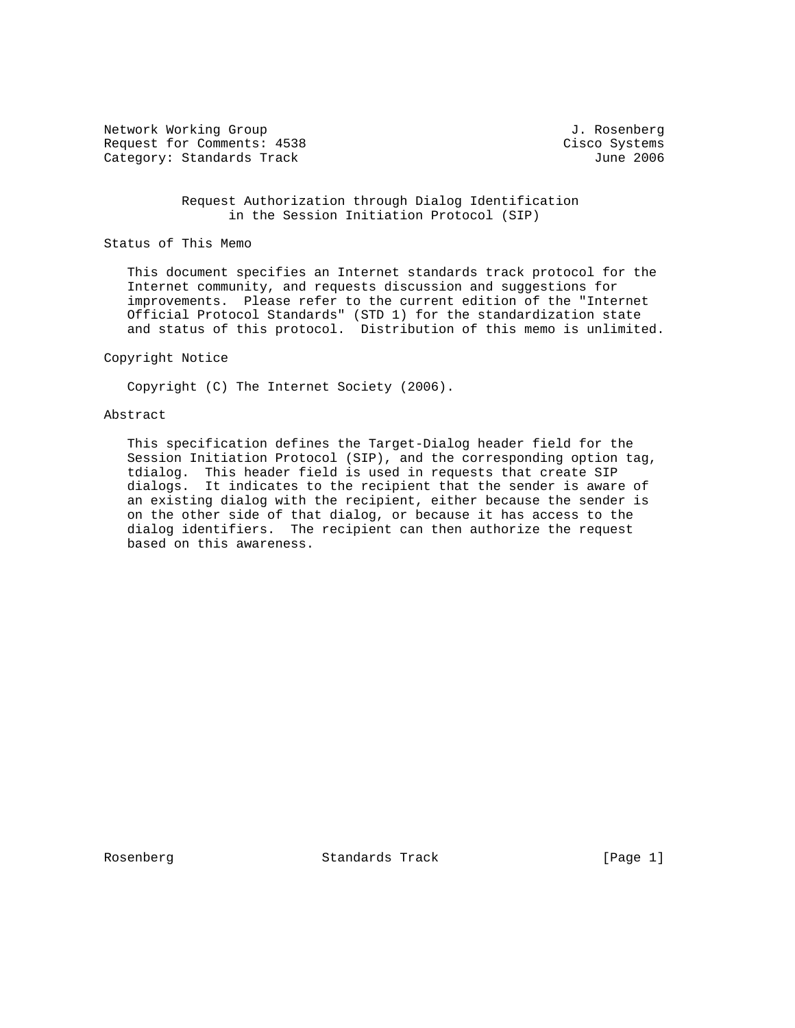Network Working Group J. Rosenberg
Request for Comments: 4538 Cisco Systems
Category: Standards Track June 2006

# Request Authorization through Dialog Identification in the Session Initiation Protocol (SIP)

## Status of This Memo

This document specifies an Internet standards track protocol for the Internet community, and requests discussion and suggestions for improvements. Please refer to the current edition of the "Internet Official Protocol Standards" (STD 1) for the standardization state and status of this protocol. Distribution of this memo is unlimited.

## Copyright Notice

Copyright (C) The Internet Society (2006).

## Abstract

This specification defines the Target-Dialog header field for the Session Initiation Protocol (SIP), and the corresponding option tag, tdialog. This header field is used in requests that create SIP dialogs. It indicates to the recipient that the sender is aware of an existing dialog with the recipient, either because the sender is on the other side of that dialog, or because it has access to the dialog identifiers. The recipient can then authorize the request based on this awareness.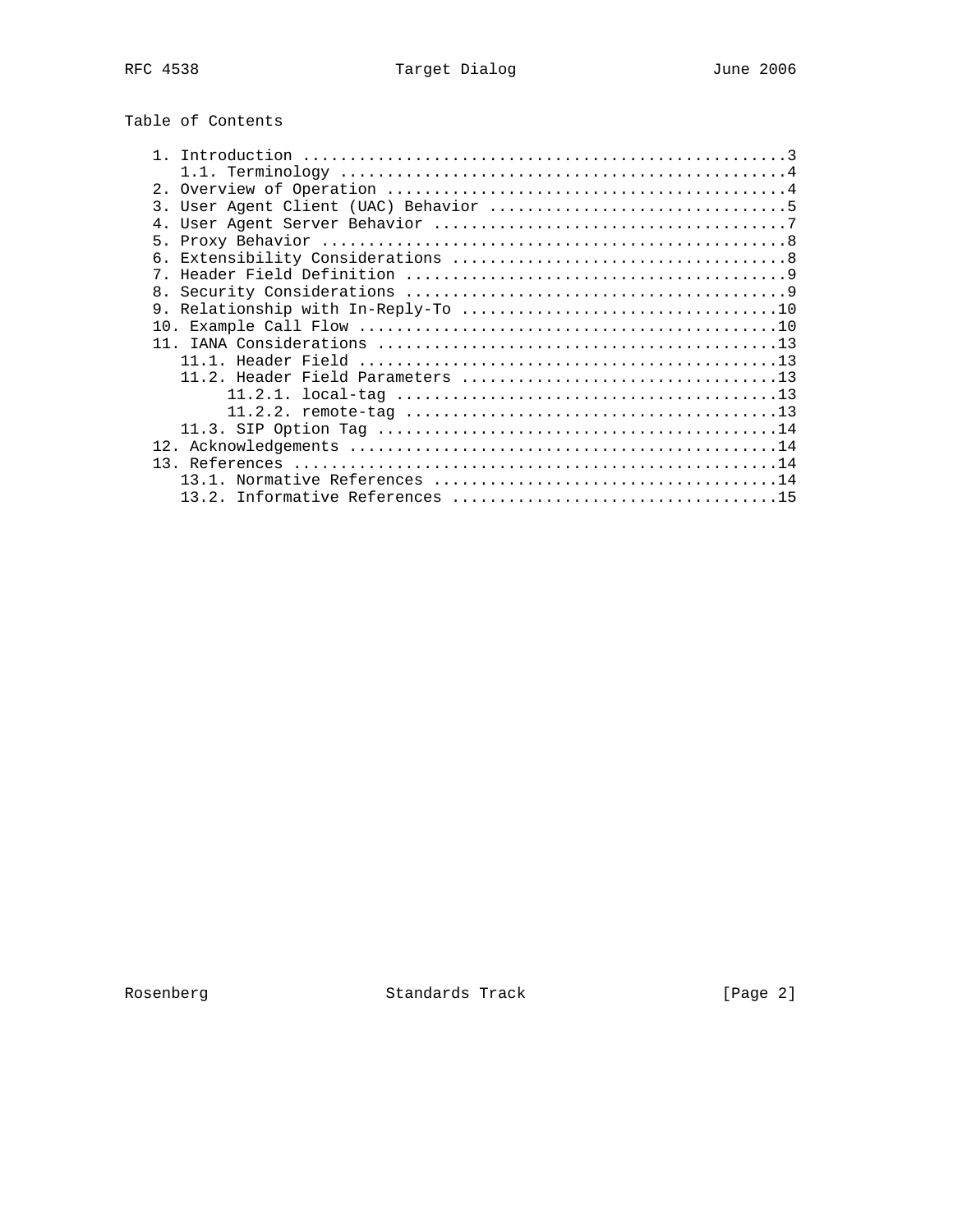## Table of Contents

```
   1. Introduction ....................................................3
      1.1. Terminology ................................................4
   2. Overview of Operation ...........................................4
   3. User Agent Client (UAC) Behavior ................................5
   4. User Agent Server Behavior ......................................7
   5. Proxy Behavior ..................................................8
   6. Extensibility Considerations ....................................8
   7. Header Field Definition .........................................9
   8. Security Considerations .........................................9
   9. Relationship with In-Reply-To ..................................10
   10. Example Call Flow .............................................10
   11. IANA Considerations ...........................................13
      11.1. Header Field .............................................13
      11.2. Header Field Parameters ..................................13
           11.2.1. local-tag .........................................13
           11.2.2. remote-tag ........................................13
      11.3. SIP Option Tag ...........................................14
   12. Acknowledgements ..............................................14
   13. References ....................................................14
      13.1. Normative References .....................................14
      13.2. Informative References ...................................15
```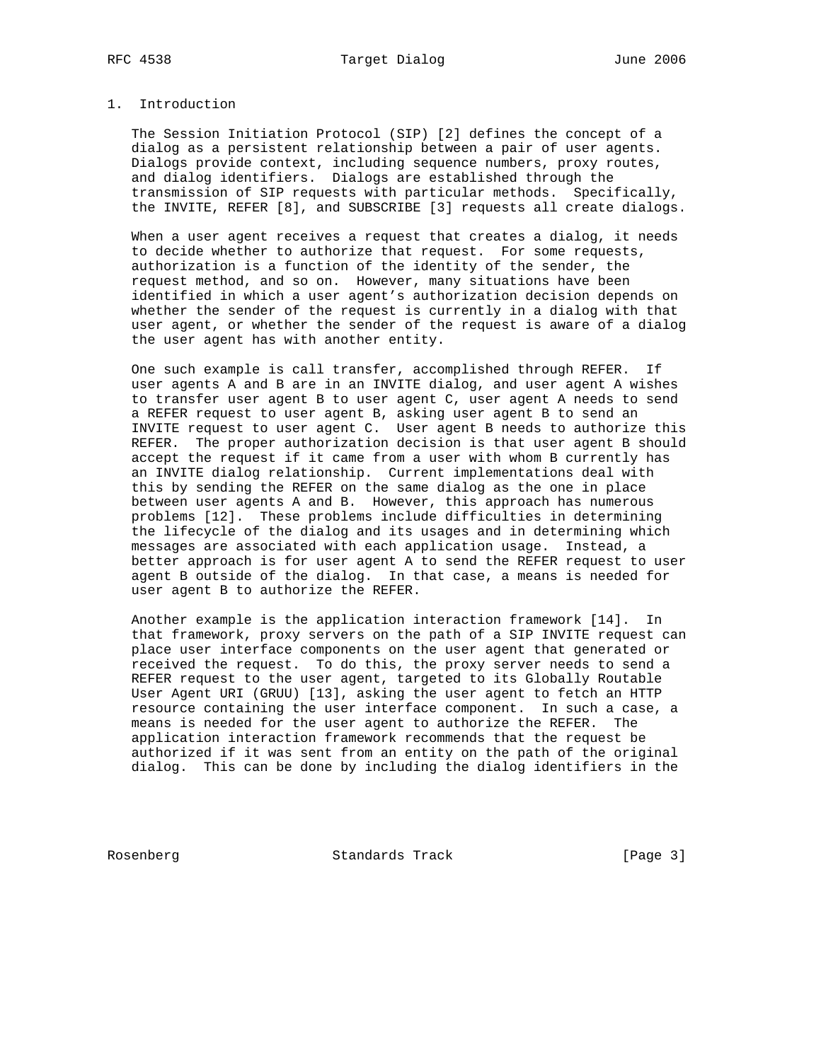# 1. Introduction

The Session Initiation Protocol (SIP) [2] defines the concept of a dialog as a persistent relationship between a pair of user agents. Dialogs provide context, including sequence numbers, proxy routes, and dialog identifiers. Dialogs are established through the transmission of SIP requests with particular methods. Specifically, the INVITE, REFER [8], and SUBSCRIBE [3] requests all create dialogs.

When a user agent receives a request that creates a dialog, it needs to decide whether to authorize that request. For some requests, authorization is a function of the identity of the sender, the request method, and so on. However, many situations have been identified in which a user agent's authorization decision depends on whether the sender of the request is currently in a dialog with that user agent, or whether the sender of the request is aware of a dialog the user agent has with another entity.

One such example is call transfer, accomplished through REFER. If user agents A and B are in an INVITE dialog, and user agent A wishes to transfer user agent B to user agent C, user agent A needs to send a REFER request to user agent B, asking user agent B to send an INVITE request to user agent C. User agent B needs to authorize this REFER. The proper authorization decision is that user agent B should accept the request if it came from a user with whom B currently has an INVITE dialog relationship. Current implementations deal with this by sending the REFER on the same dialog as the one in place between user agents A and B. However, this approach has numerous problems [12]. These problems include difficulties in determining the lifecycle of the dialog and its usages and in determining which messages are associated with each application usage. Instead, a better approach is for user agent A to send the REFER request to user agent B outside of the dialog. In that case, a means is needed for user agent B to authorize the REFER.

Another example is the application interaction framework [14]. In that framework, proxy servers on the path of a SIP INVITE request can place user interface components on the user agent that generated or received the request. To do this, the proxy server needs to send a REFER request to the user agent, targeted to its Globally Routable User Agent URI (GRUU) [13], asking the user agent to fetch an HTTP resource containing the user interface component. In such a case, a means is needed for the user agent to authorize the REFER. The application interaction framework recommends that the request be authorized if it was sent from an entity on the path of the original dialog. This can be done by including the dialog identifiers in the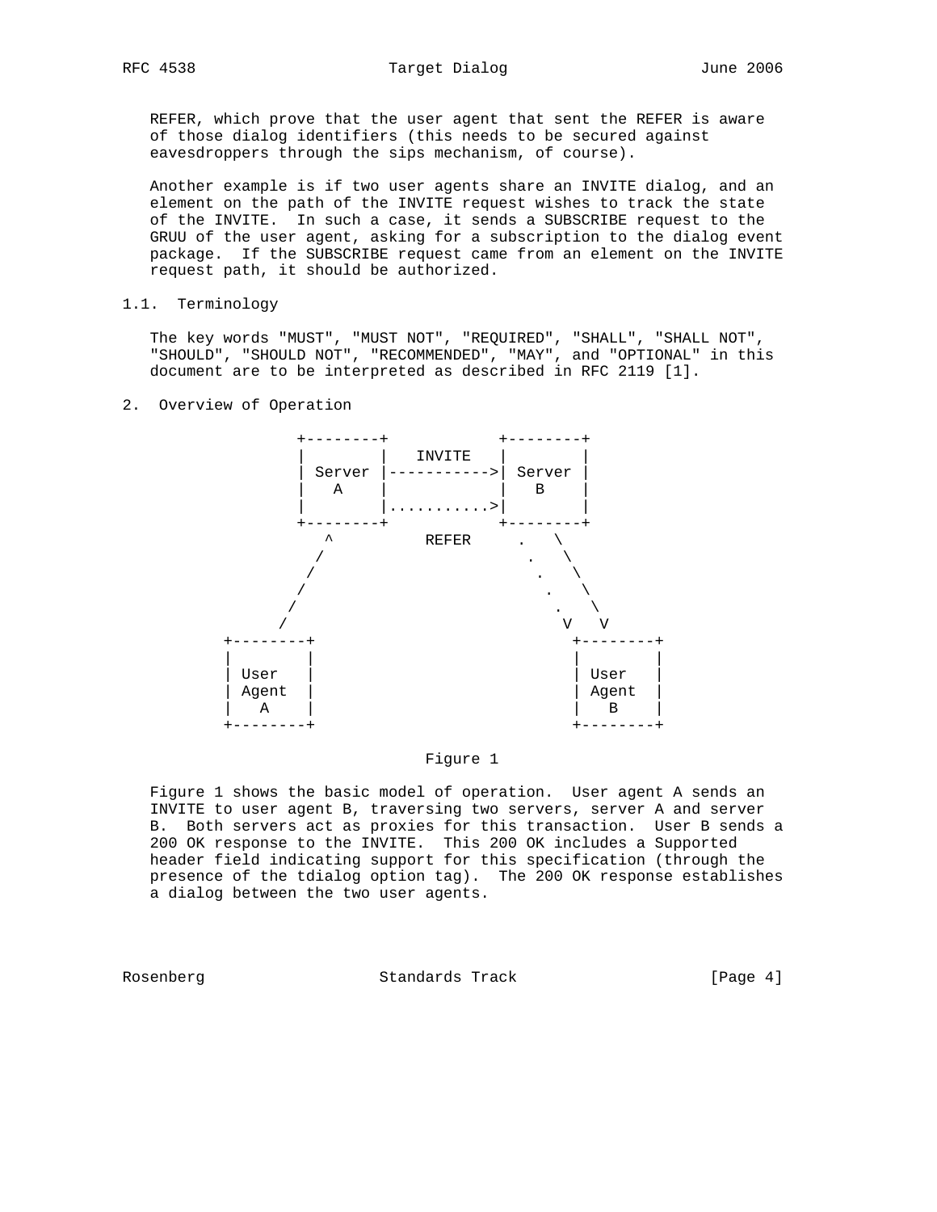REFER, which prove that the user agent that sent the REFER is aware of those dialog identifiers (this needs to be secured against eavesdroppers through the sips mechanism, of course).

Another example is if two user agents share an INVITE dialog, and an element on the path of the INVITE request wishes to track the state of the INVITE. In such a case, it sends a SUBSCRIBE request to the GRUU of the user agent, asking for a subscription to the dialog event package. If the SUBSCRIBE request came from an element on the INVITE request path, it should be authorized.

### 1.1. Terminology

The key words "MUST", "MUST NOT", "REQUIRED", "SHALL", "SHALL NOT", "SHOULD", "SHOULD NOT", "RECOMMENDED", "MAY", and "OPTIONAL" in this document are to be interpreted as described in RFC 2119 [1].

## 2. Overview of Operation

```
             +--------+             +--------+
             |        |   INVITE    |        |
             | Server |------------>| Server |
             |   A    |             |   B    |
             |        |...........>|        |
             +--------+             +--------+
                ^         REFER     .   \
               /                    .   \
              /                      .   \
             /                        .   \
            /                          .   \
           /                            V   V
     +--------+                        +--------+
     |        |                        |        |
     | User   |                        | User   |
     | Agent  |                        | Agent  |
     |   A    |                        |   B    |
     +--------+                        +--------+
```

Figure 1

Figure 1 shows the basic model of operation. User agent A sends an INVITE to user agent B, traversing two servers, server A and server B. Both servers act as proxies for this transaction. User B sends a 200 OK response to the INVITE. This 200 OK includes a Supported header field indicating support for this specification (through the presence of the tdialog option tag). The 200 OK response establishes a dialog between the two user agents.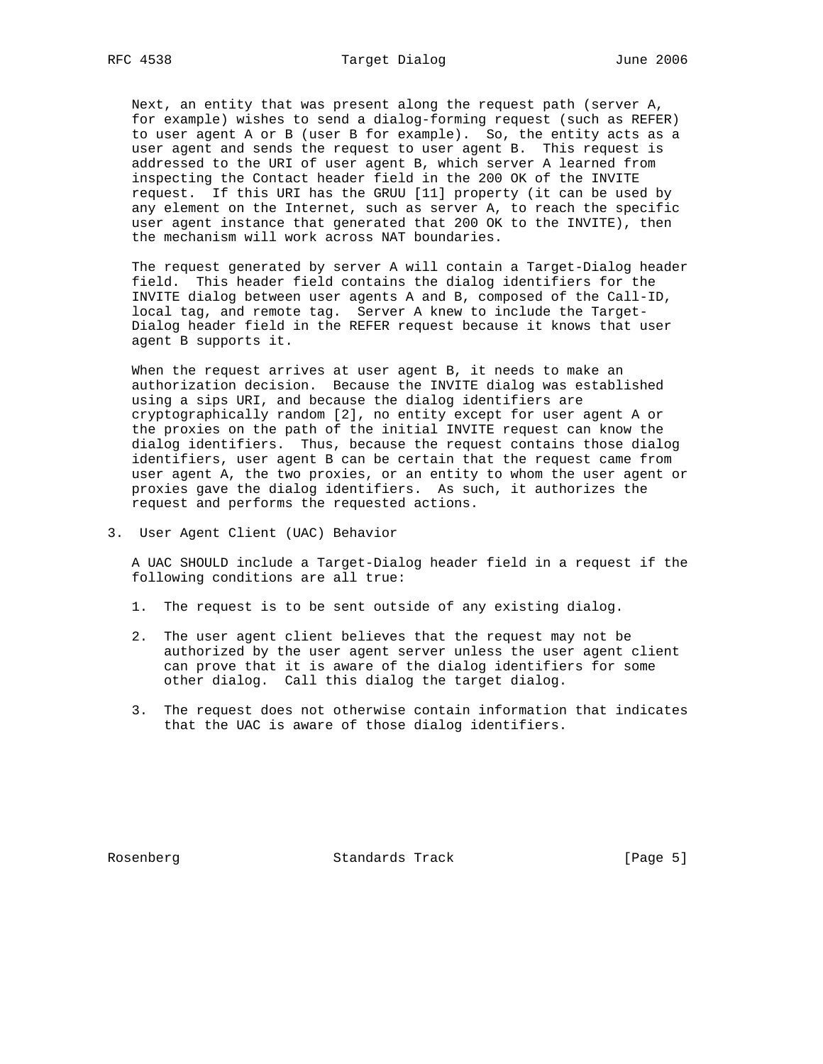Next, an entity that was present along the request path (server A, for example) wishes to send a dialog-forming request (such as REFER) to user agent A or B (user B for example). So, the entity acts as a user agent and sends the request to user agent B. This request is addressed to the URI of user agent B, which server A learned from inspecting the Contact header field in the 200 OK of the INVITE request. If this URI has the GRUU [11] property (it can be used by any element on the Internet, such as server A, to reach the specific user agent instance that generated that 200 OK to the INVITE), then the mechanism will work across NAT boundaries.

The request generated by server A will contain a Target-Dialog header field. This header field contains the dialog identifiers for the INVITE dialog between user agents A and B, composed of the Call-ID, local tag, and remote tag. Server A knew to include the Target-Dialog header field in the REFER request because it knows that user agent B supports it.

When the request arrives at user agent B, it needs to make an authorization decision. Because the INVITE dialog was established using a sips URI, and because the dialog identifiers are cryptographically random [2], no entity except for user agent A or the proxies on the path of the initial INVITE request can know the dialog identifiers. Thus, because the request contains those dialog identifiers, user agent B can be certain that the request came from user agent A, the two proxies, or an entity to whom the user agent or proxies gave the dialog identifiers. As such, it authorizes the request and performs the requested actions.

## 3. User Agent Client (UAC) Behavior

A UAC SHOULD include a Target-Dialog header field in a request if the following conditions are all true:

1. The request is to be sent outside of any existing dialog.

2. The user agent client believes that the request may not be authorized by the user agent server unless the user agent client can prove that it is aware of the dialog identifiers for some other dialog. Call this dialog the target dialog.

3. The request does not otherwise contain information that indicates that the UAC is aware of those dialog identifiers.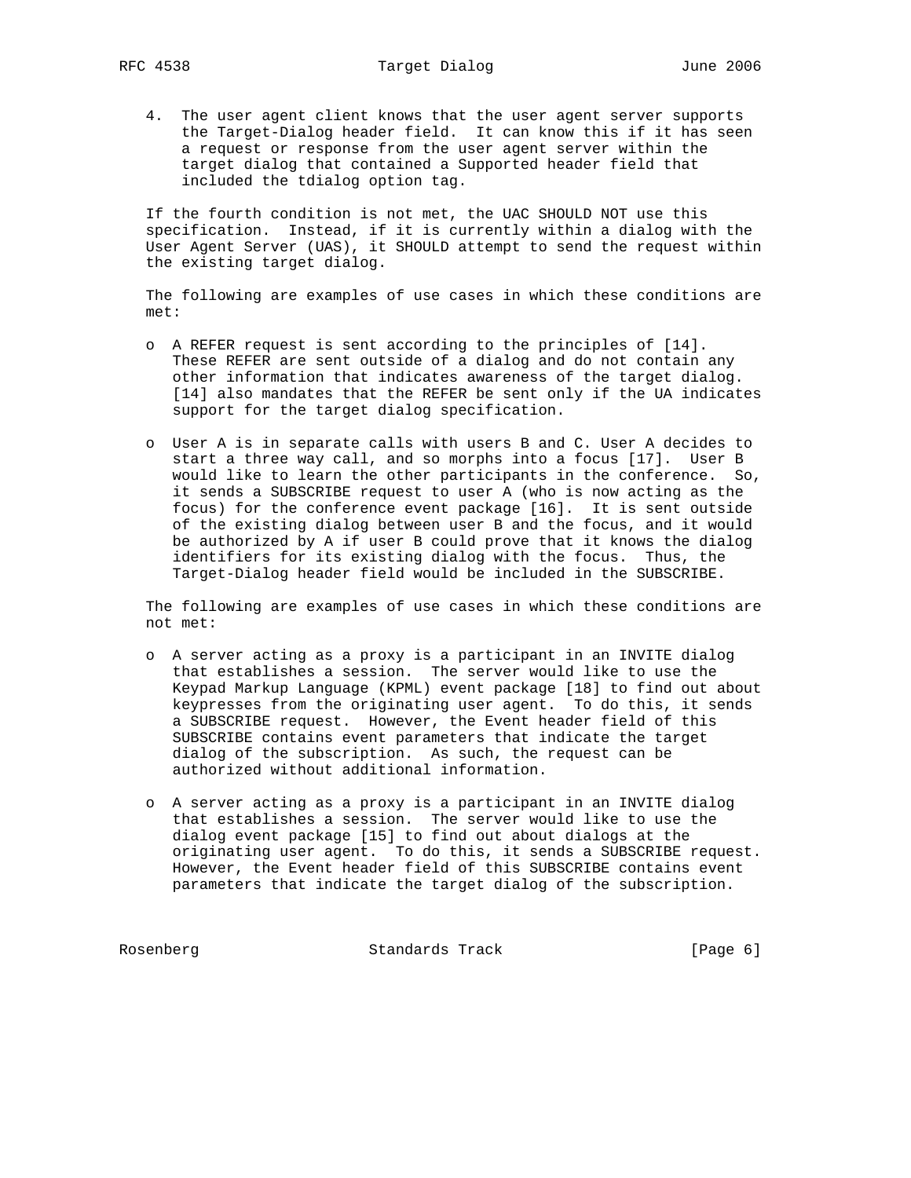4. The user agent client knows that the user agent server supports the Target-Dialog header field. It can know this if it has seen a request or response from the user agent server within the target dialog that contained a Supported header field that included the tdialog option tag.

If the fourth condition is not met, the UAC SHOULD NOT use this specification. Instead, if it is currently within a dialog with the User Agent Server (UAS), it SHOULD attempt to send the request within the existing target dialog.

The following are examples of use cases in which these conditions are met:

- A REFER request is sent according to the principles of [14]. These REFER are sent outside of a dialog and do not contain any other information that indicates awareness of the target dialog. [14] also mandates that the REFER be sent only if the UA indicates support for the target dialog specification.

- User A is in separate calls with users B and C. User A decides to start a three way call, and so morphs into a focus [17]. User B would like to learn the other participants in the conference. So, it sends a SUBSCRIBE request to user A (who is now acting as the focus) for the conference event package [16]. It is sent outside of the existing dialog between user B and the focus, and it would be authorized by A if user B could prove that it knows the dialog identifiers for its existing dialog with the focus. Thus, the Target-Dialog header field would be included in the SUBSCRIBE.

The following are examples of use cases in which these conditions are not met:

- A server acting as a proxy is a participant in an INVITE dialog that establishes a session. The server would like to use the Keypad Markup Language (KPML) event package [18] to find out about keypresses from the originating user agent. To do this, it sends a SUBSCRIBE request. However, the Event header field of this SUBSCRIBE contains event parameters that indicate the target dialog of the subscription. As such, the request can be authorized without additional information.

- A server acting as a proxy is a participant in an INVITE dialog that establishes a session. The server would like to use the dialog event package [15] to find out about dialogs at the originating user agent. To do this, it sends a SUBSCRIBE request. However, the Event header field of this SUBSCRIBE contains event parameters that indicate the target dialog of the subscription.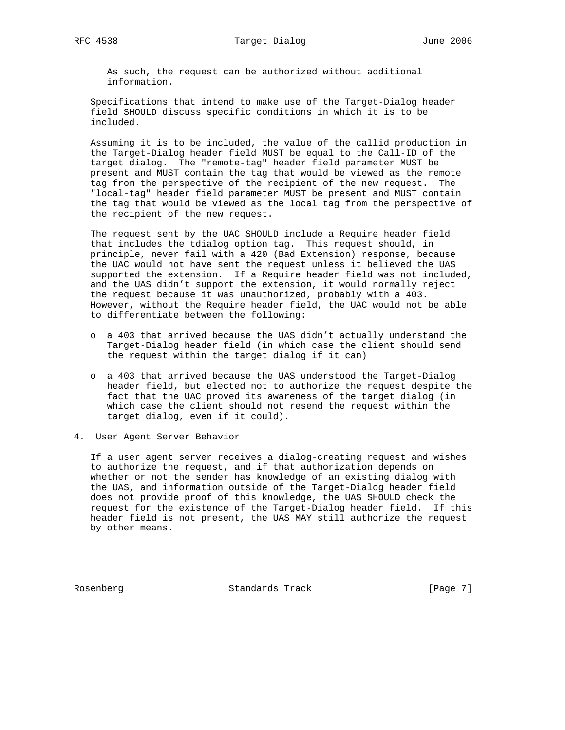As such, the request can be authorized without additional information.

Specifications that intend to make use of the Target-Dialog header field SHOULD discuss specific conditions in which it is to be included.

Assuming it is to be included, the value of the callid production in the Target-Dialog header field MUST be equal to the Call-ID of the target dialog. The "remote-tag" header field parameter MUST be present and MUST contain the tag that would be viewed as the remote tag from the perspective of the recipient of the new request. The "local-tag" header field parameter MUST be present and MUST contain the tag that would be viewed as the local tag from the perspective of the recipient of the new request.

The request sent by the UAC SHOULD include a Require header field that includes the tdialog option tag. This request should, in principle, never fail with a 420 (Bad Extension) response, because the UAC would not have sent the request unless it believed the UAS supported the extension. If a Require header field was not included, and the UAS didn't support the extension, it would normally reject the request because it was unauthorized, probably with a 403. However, without the Require header field, the UAC would not be able to differentiate between the following:

- a 403 that arrived because the UAS didn't actually understand the Target-Dialog header field (in which case the client should send the request within the target dialog if it can)
- a 403 that arrived because the UAS understood the Target-Dialog header field, but elected not to authorize the request despite the fact that the UAC proved its awareness of the target dialog (in which case the client should not resend the request within the target dialog, even if it could).

## 4. User Agent Server Behavior

If a user agent server receives a dialog-creating request and wishes to authorize the request, and if that authorization depends on whether or not the sender has knowledge of an existing dialog with the UAS, and information outside of the Target-Dialog header field does not provide proof of this knowledge, the UAS SHOULD check the request for the existence of the Target-Dialog header field. If this header field is not present, the UAS MAY still authorize the request by other means.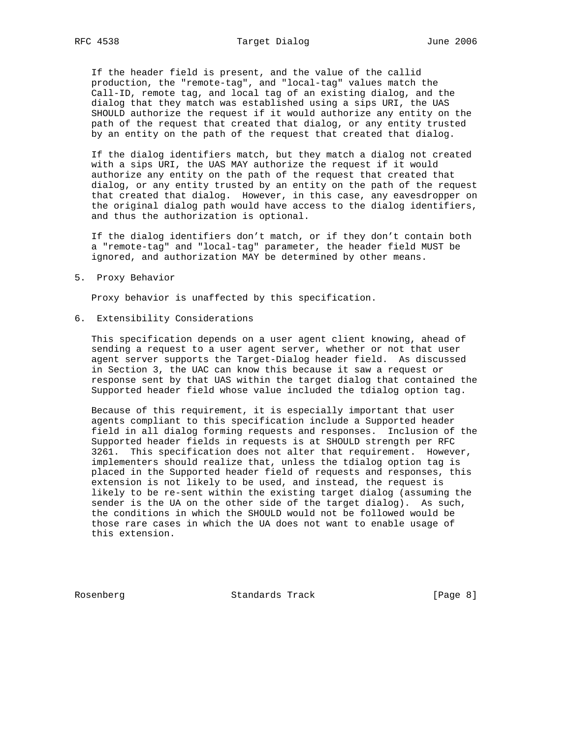If the header field is present, and the value of the callid production, the "remote-tag", and "local-tag" values match the Call-ID, remote tag, and local tag of an existing dialog, and the dialog that they match was established using a sips URI, the UAS SHOULD authorize the request if it would authorize any entity on the path of the request that created that dialog, or any entity trusted by an entity on the path of the request that created that dialog.

If the dialog identifiers match, but they match a dialog not created with a sips URI, the UAS MAY authorize the request if it would authorize any entity on the path of the request that created that dialog, or any entity trusted by an entity on the path of the request that created that dialog. However, in this case, any eavesdropper on the original dialog path would have access to the dialog identifiers, and thus the authorization is optional.

If the dialog identifiers don't match, or if they don't contain both a "remote-tag" and "local-tag" parameter, the header field MUST be ignored, and authorization MAY be determined by other means.

## 5. Proxy Behavior

Proxy behavior is unaffected by this specification.

## 6. Extensibility Considerations

This specification depends on a user agent client knowing, ahead of sending a request to a user agent server, whether or not that user agent server supports the Target-Dialog header field. As discussed in Section 3, the UAC can know this because it saw a request or response sent by that UAS within the target dialog that contained the Supported header field whose value included the tdialog option tag.

Because of this requirement, it is especially important that user agents compliant to this specification include a Supported header field in all dialog forming requests and responses. Inclusion of the Supported header fields in requests is at SHOULD strength per RFC 3261. This specification does not alter that requirement. However, implementers should realize that, unless the tdialog option tag is placed in the Supported header field of requests and responses, this extension is not likely to be used, and instead, the request is likely to be re-sent within the existing target dialog (assuming the sender is the UA on the other side of the target dialog). As such, the conditions in which the SHOULD would not be followed would be those rare cases in which the UA does not want to enable usage of this extension.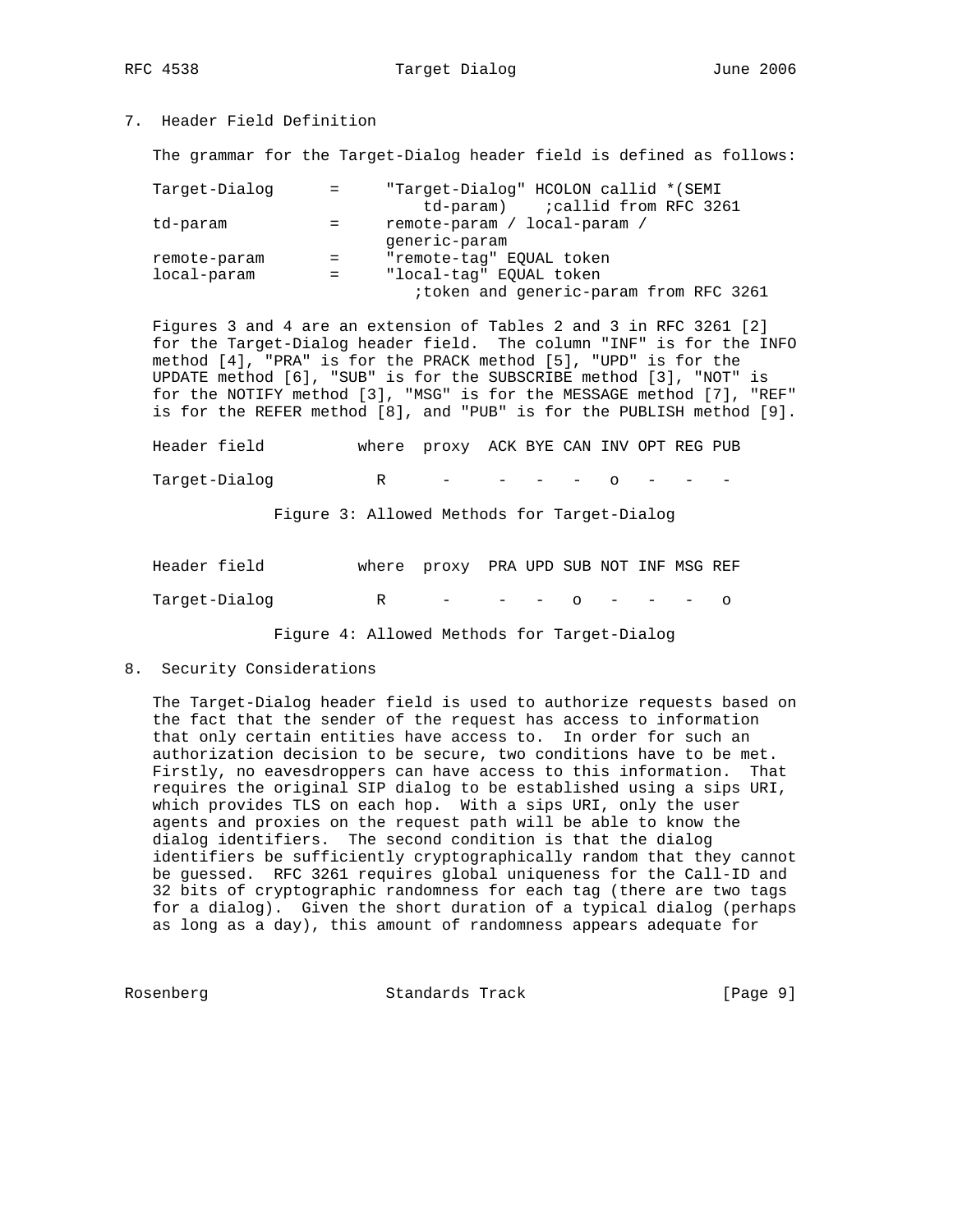## 7. Header Field Definition

The grammar for the Target-Dialog header field is defined as follows:

```
Target-Dialog      =     "Target-Dialog" HCOLON callid *(SEMI
                             td-param)    ;callid from RFC 3261
td-param           =     remote-param / local-param /
                         generic-param
remote-param       =     "remote-tag" EQUAL token
local-param        =     "local-tag" EQUAL token
                            ;token and generic-param from RFC 3261
```

Figures 3 and 4 are an extension of Tables 2 and 3 in RFC 3261 [2] for the Target-Dialog header field. The column "INF" is for the INFO method [4], "PRA" is for the PRACK method [5], "UPD" is for the UPDATE method [6], "SUB" is for the SUBSCRIBE method [3], "NOT" is for the NOTIFY method [3], "MSG" is for the MESSAGE method [7], "REF" is for the REFER method [8], and "PUB" is for the PUBLISH method [9].

| Header field | where | proxy | ACK | BYE | CAN | INV | OPT | REG | PUB |
|---|---|---|---|---|---|---|---|---|---|
| Target-Dialog | R | - | - | - | - | o | - | - | - |

Figure 3: Allowed Methods for Target-Dialog

| Header field | where | proxy | PRA | UPD | SUB | NOT | INF | MSG | REF |
|---|---|---|---|---|---|---|---|---|---|
| Target-Dialog | R | - | - | - | o | - | - | - | o |

Figure 4: Allowed Methods for Target-Dialog

## 8. Security Considerations

The Target-Dialog header field is used to authorize requests based on the fact that the sender of the request has access to information that only certain entities have access to. In order for such an authorization decision to be secure, two conditions have to be met. Firstly, no eavesdroppers can have access to this information. That requires the original SIP dialog to be established using a sips URI, which provides TLS on each hop. With a sips URI, only the user agents and proxies on the request path will be able to know the dialog identifiers. The second condition is that the dialog identifiers be sufficiently cryptographically random that they cannot be guessed. RFC 3261 requires global uniqueness for the Call-ID and 32 bits of cryptographic randomness for each tag (there are two tags for a dialog). Given the short duration of a typical dialog (perhaps as long as a day), this amount of randomness appears adequate for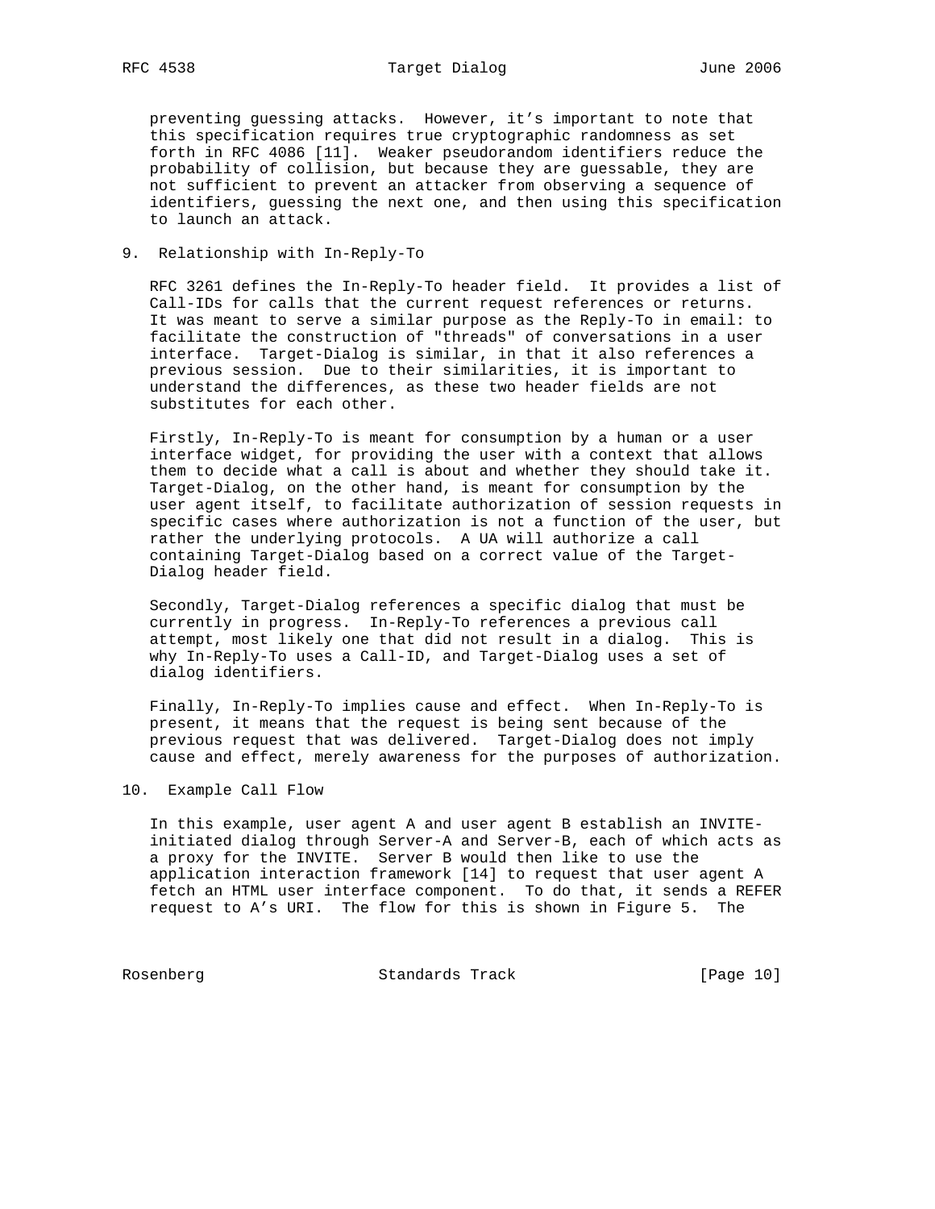preventing guessing attacks. However, it's important to note that this specification requires true cryptographic randomness as set forth in RFC 4086 [11]. Weaker pseudorandom identifiers reduce the probability of collision, but because they are guessable, they are not sufficient to prevent an attacker from observing a sequence of identifiers, guessing the next one, and then using this specification to launch an attack.

## 9. Relationship with In-Reply-To

RFC 3261 defines the In-Reply-To header field. It provides a list of Call-IDs for calls that the current request references or returns. It was meant to serve a similar purpose as the Reply-To in email: to facilitate the construction of "threads" of conversations in a user interface. Target-Dialog is similar, in that it also references a previous session. Due to their similarities, it is important to understand the differences, as these two header fields are not substitutes for each other.

Firstly, In-Reply-To is meant for consumption by a human or a user interface widget, for providing the user with a context that allows them to decide what a call is about and whether they should take it. Target-Dialog, on the other hand, is meant for consumption by the user agent itself, to facilitate authorization of session requests in specific cases where authorization is not a function of the user, but rather the underlying protocols. A UA will authorize a call containing Target-Dialog based on a correct value of the Target-Dialog header field.

Secondly, Target-Dialog references a specific dialog that must be currently in progress. In-Reply-To references a previous call attempt, most likely one that did not result in a dialog. This is why In-Reply-To uses a Call-ID, and Target-Dialog uses a set of dialog identifiers.

Finally, In-Reply-To implies cause and effect. When In-Reply-To is present, it means that the request is being sent because of the previous request that was delivered. Target-Dialog does not imply cause and effect, merely awareness for the purposes of authorization.

## 10. Example Call Flow

In this example, user agent A and user agent B establish an INVITE-initiated dialog through Server-A and Server-B, each of which acts as a proxy for the INVITE. Server B would then like to use the application interaction framework [14] to request that user agent A fetch an HTML user interface component. To do that, it sends a REFER request to A's URI. The flow for this is shown in Figure 5. The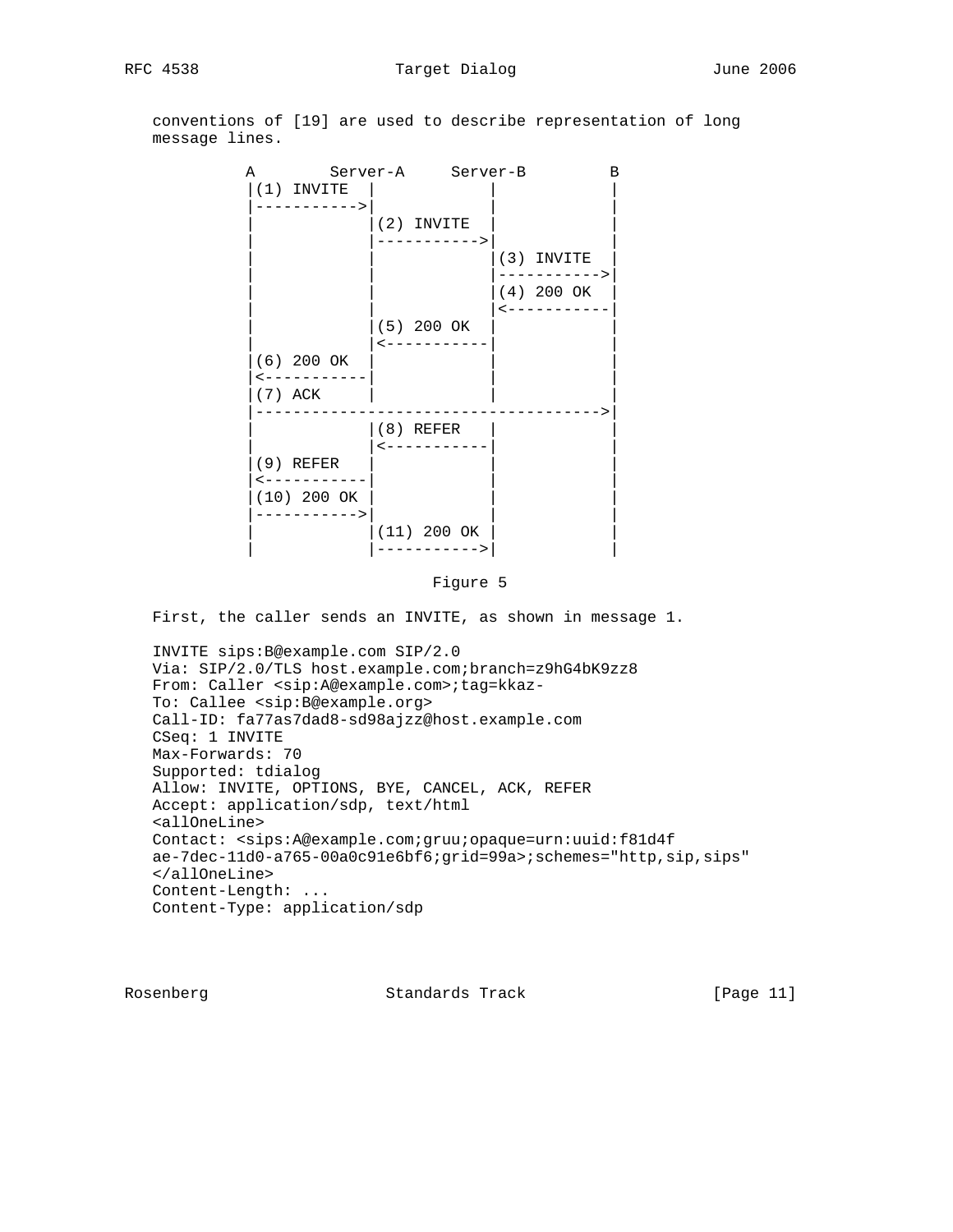conventions of [19] are used to describe representation of long message lines.

```
          A        Server-A     Server-B         B
          |(1) INVITE  |            |            |
          |----------->|            |            |
          |            |(2) INVITE  |            |
          |            |----------->|            |
          |            |            |(3) INVITE  |
          |            |            |----------->|
          |            |            |(4) 200 OK  |
          |            |            |<-----------|
          |            |(5) 200 OK  |            |
          |            |<-----------|            |
          |(6) 200 OK  |            |            |
          |<-----------|            |            |
          |(7) ACK     |            |            |
          |------------------------------------->|
          |            |(8) REFER   |            |
          |            |<-----------|            |
          |(9) REFER   |            |            |
          |<-----------|            |            |
          |(10) 200 OK |            |            |
          |----------->|            |            |
          |            |(11) 200 OK |            |
          |            |----------->|            |
```

Figure 5

First, the caller sends an INVITE, as shown in message 1.

```
INVITE sips:B@example.com SIP/2.0
Via: SIP/2.0/TLS host.example.com;branch=z9hG4bK9zz8
From: Caller <sip:A@example.com>;tag=kkaz-
To: Callee <sip:B@example.org>
Call-ID: fa77as7dad8-sd98ajzz@host.example.com
CSeq: 1 INVITE
Max-Forwards: 70
Supported: tdialog
Allow: INVITE, OPTIONS, BYE, CANCEL, ACK, REFER
Accept: application/sdp, text/html
<allOneLine>
Contact: <sips:A@example.com;gruu;opaque=urn:uuid:f81d4f
ae-7dec-11d0-a765-00a0c91e6bf6;grid=99a>;schemes="http,sip,sips"
</allOneLine>
Content-Length: ...
Content-Type: application/sdp
```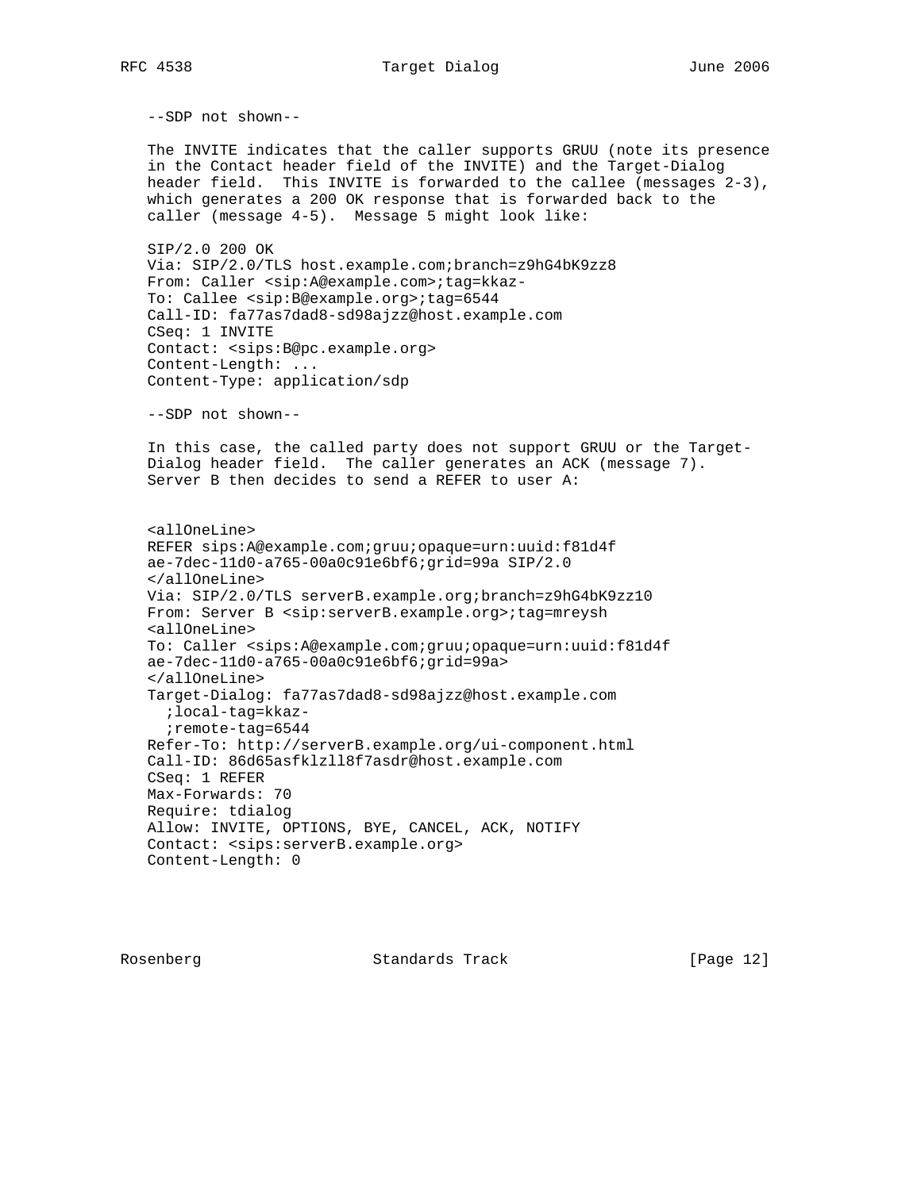```
--SDP not shown--
```

The INVITE indicates that the caller supports GRUU (note its presence in the Contact header field of the INVITE) and the Target-Dialog header field. This INVITE is forwarded to the callee (messages 2-3), which generates a 200 OK response that is forwarded back to the caller (message 4-5). Message 5 might look like:

```
SIP/2.0 200 OK
Via: SIP/2.0/TLS host.example.com;branch=z9hG4bK9zz8
From: Caller <sip:A@example.com>;tag=kkaz-
To: Callee <sip:B@example.org>;tag=6544
Call-ID: fa77as7dad8-sd98ajzz@host.example.com
CSeq: 1 INVITE
Contact: <sips:B@pc.example.org>
Content-Length: ...
Content-Type: application/sdp

--SDP not shown--
```

In this case, the called party does not support GRUU or the Target-Dialog header field. The caller generates an ACK (message 7). Server B then decides to send a REFER to user A:

```
<allOneLine>
REFER sips:A@example.com;gruu;opaque=urn:uuid:f81d4f
ae-7dec-11d0-a765-00a0c91e6bf6;grid=99a SIP/2.0
</allOneLine>
Via: SIP/2.0/TLS serverB.example.org;branch=z9hG4bK9zz10
From: Server B <sip:serverB.example.org>;tag=mreysh
<allOneLine>
To: Caller <sips:A@example.com;gruu;opaque=urn:uuid:f81d4f
ae-7dec-11d0-a765-00a0c91e6bf6;grid=99a>
</allOneLine>
Target-Dialog: fa77as7dad8-sd98ajzz@host.example.com
  ;local-tag=kkaz-
  ;remote-tag=6544
Refer-To: http://serverB.example.org/ui-component.html
Call-ID: 86d65asfklzll8f7asdr@host.example.com
CSeq: 1 REFER
Max-Forwards: 70
Require: tdialog
Allow: INVITE, OPTIONS, BYE, CANCEL, ACK, NOTIFY
Contact: <sips:serverB.example.org>
Content-Length: 0
```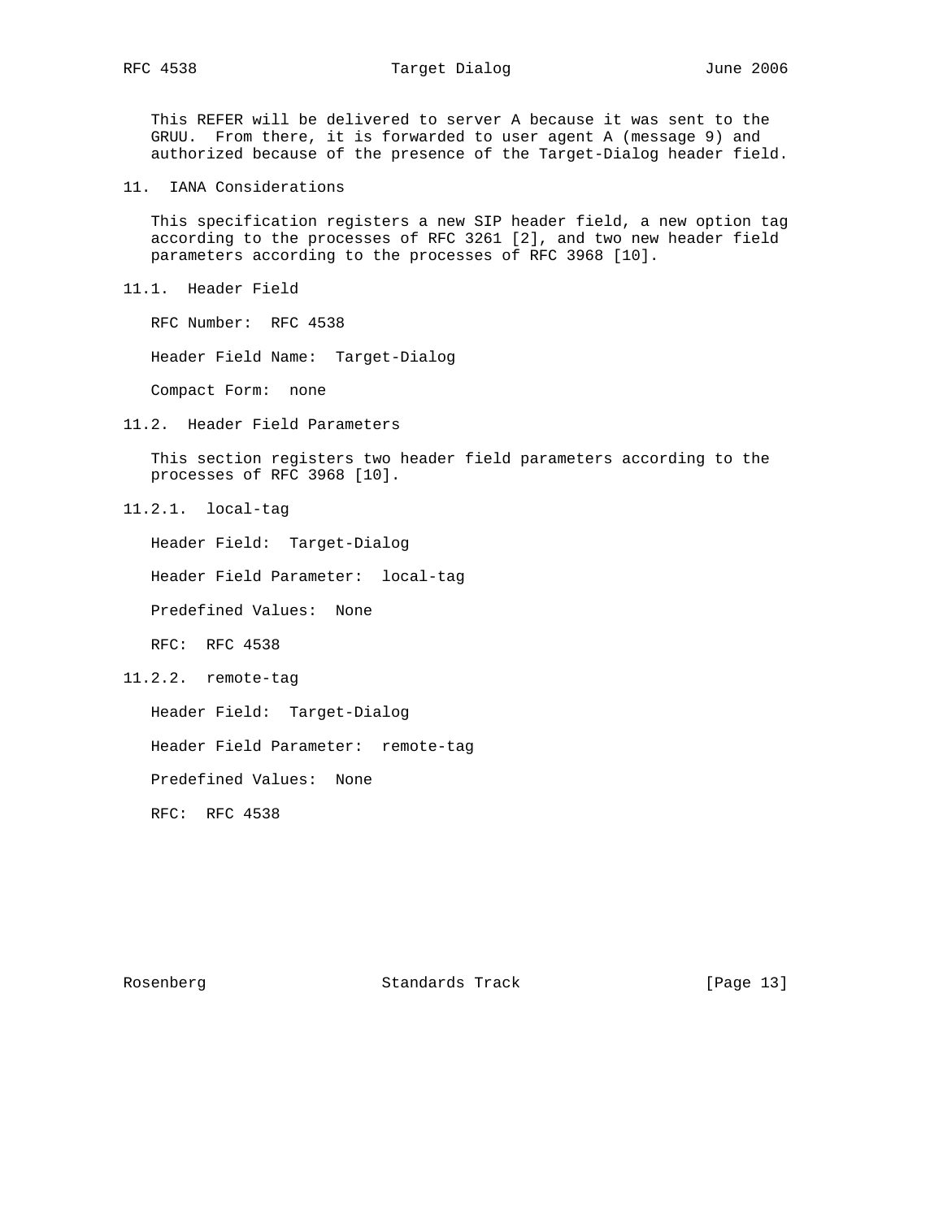This REFER will be delivered to server A because it was sent to the GRUU. From there, it is forwarded to user agent A (message 9) and authorized because of the presence of the Target-Dialog header field.

## 11. IANA Considerations

This specification registers a new SIP header field, a new option tag according to the processes of RFC 3261 [2], and two new header field parameters according to the processes of RFC 3968 [10].

### 11.1. Header Field

RFC Number: RFC 4538

Header Field Name: Target-Dialog

Compact Form: none

### 11.2. Header Field Parameters

This section registers two header field parameters according to the processes of RFC 3968 [10].

#### 11.2.1. local-tag

Header Field: Target-Dialog

Header Field Parameter: local-tag

Predefined Values: None

RFC: RFC 4538

#### 11.2.2. remote-tag

Header Field: Target-Dialog

Header Field Parameter: remote-tag

Predefined Values: None

RFC: RFC 4538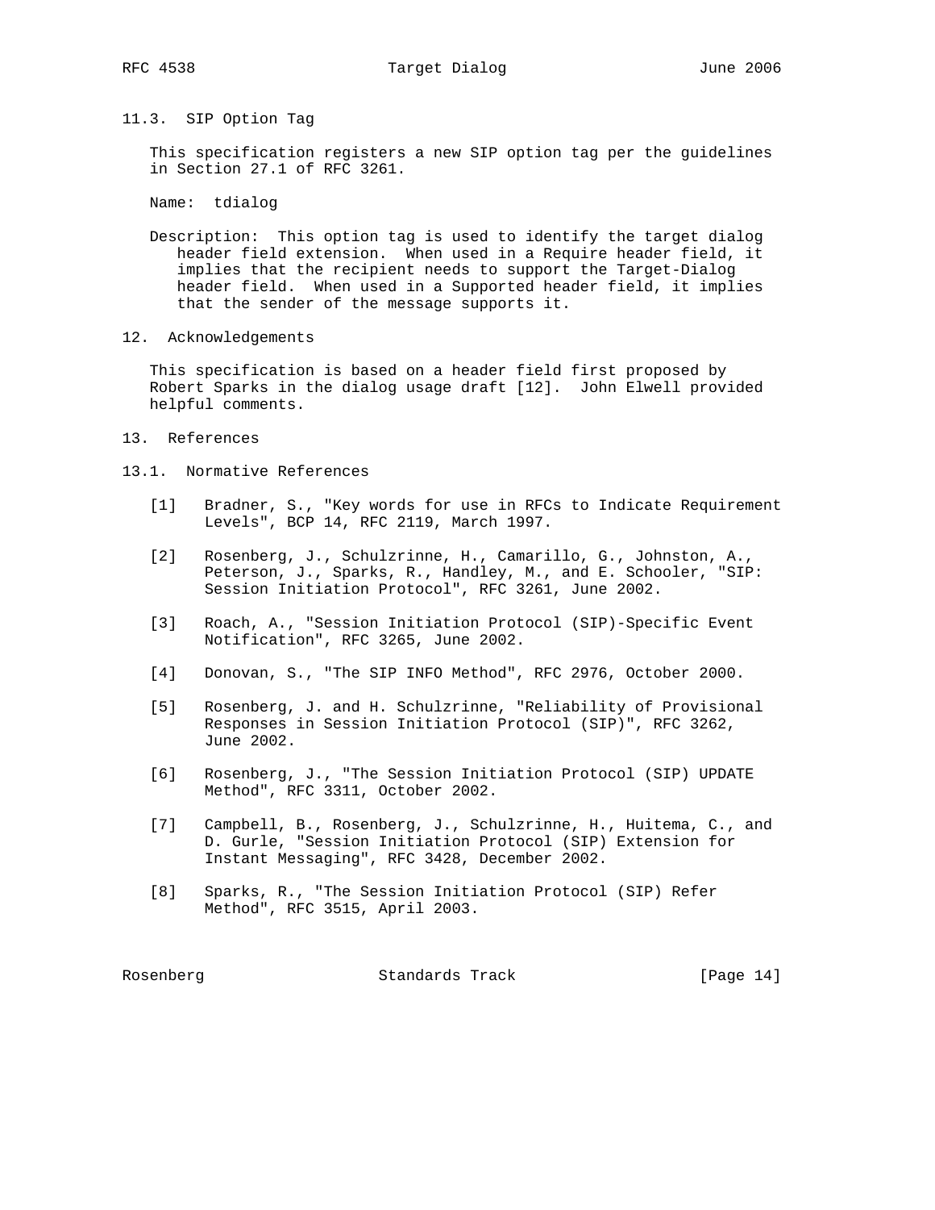### 11.3. SIP Option Tag

This specification registers a new SIP option tag per the guidelines in Section 27.1 of RFC 3261.

Name: tdialog

Description: This option tag is used to identify the target dialog header field extension. When used in a Require header field, it implies that the recipient needs to support the Target-Dialog header field. When used in a Supported header field, it implies that the sender of the message supports it.

## 12. Acknowledgements

This specification is based on a header field first proposed by Robert Sparks in the dialog usage draft [12]. John Elwell provided helpful comments.

## 13. References

### 13.1. Normative References

[1] Bradner, S., "Key words for use in RFCs to Indicate Requirement Levels", BCP 14, RFC 2119, March 1997.

[2] Rosenberg, J., Schulzrinne, H., Camarillo, G., Johnston, A., Peterson, J., Sparks, R., Handley, M., and E. Schooler, "SIP: Session Initiation Protocol", RFC 3261, June 2002.

[3] Roach, A., "Session Initiation Protocol (SIP)-Specific Event Notification", RFC 3265, June 2002.

[4] Donovan, S., "The SIP INFO Method", RFC 2976, October 2000.

[5] Rosenberg, J. and H. Schulzrinne, "Reliability of Provisional Responses in Session Initiation Protocol (SIP)", RFC 3262, June 2002.

[6] Rosenberg, J., "The Session Initiation Protocol (SIP) UPDATE Method", RFC 3311, October 2002.

[7] Campbell, B., Rosenberg, J., Schulzrinne, H., Huitema, C., and D. Gurle, "Session Initiation Protocol (SIP) Extension for Instant Messaging", RFC 3428, December 2002.

[8] Sparks, R., "The Session Initiation Protocol (SIP) Refer Method", RFC 3515, April 2003.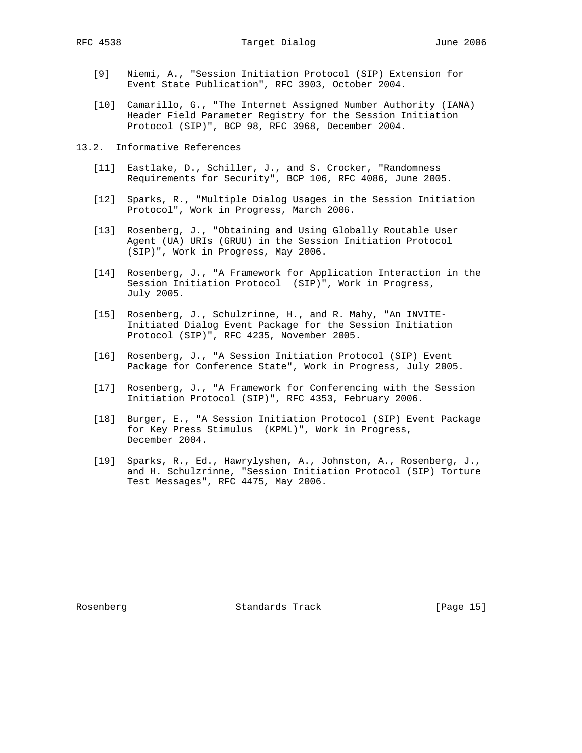[9] Niemi, A., "Session Initiation Protocol (SIP) Extension for Event State Publication", RFC 3903, October 2004.

[10] Camarillo, G., "The Internet Assigned Number Authority (IANA) Header Field Parameter Registry for the Session Initiation Protocol (SIP)", BCP 98, RFC 3968, December 2004.

### 13.2. Informative References

[11] Eastlake, D., Schiller, J., and S. Crocker, "Randomness Requirements for Security", BCP 106, RFC 4086, June 2005.

[12] Sparks, R., "Multiple Dialog Usages in the Session Initiation Protocol", Work in Progress, March 2006.

[13] Rosenberg, J., "Obtaining and Using Globally Routable User Agent (UA) URIs (GRUU) in the Session Initiation Protocol (SIP)", Work in Progress, May 2006.

[14] Rosenberg, J., "A Framework for Application Interaction in the Session Initiation Protocol (SIP)", Work in Progress, July 2005.

[15] Rosenberg, J., Schulzrinne, H., and R. Mahy, "An INVITE-Initiated Dialog Event Package for the Session Initiation Protocol (SIP)", RFC 4235, November 2005.

[16] Rosenberg, J., "A Session Initiation Protocol (SIP) Event Package for Conference State", Work in Progress, July 2005.

[17] Rosenberg, J., "A Framework for Conferencing with the Session Initiation Protocol (SIP)", RFC 4353, February 2006.

[18] Burger, E., "A Session Initiation Protocol (SIP) Event Package for Key Press Stimulus (KPML)", Work in Progress, December 2004.

[19] Sparks, R., Ed., Hawrylyshen, A., Johnston, A., Rosenberg, J., and H. Schulzrinne, "Session Initiation Protocol (SIP) Torture Test Messages", RFC 4475, May 2006.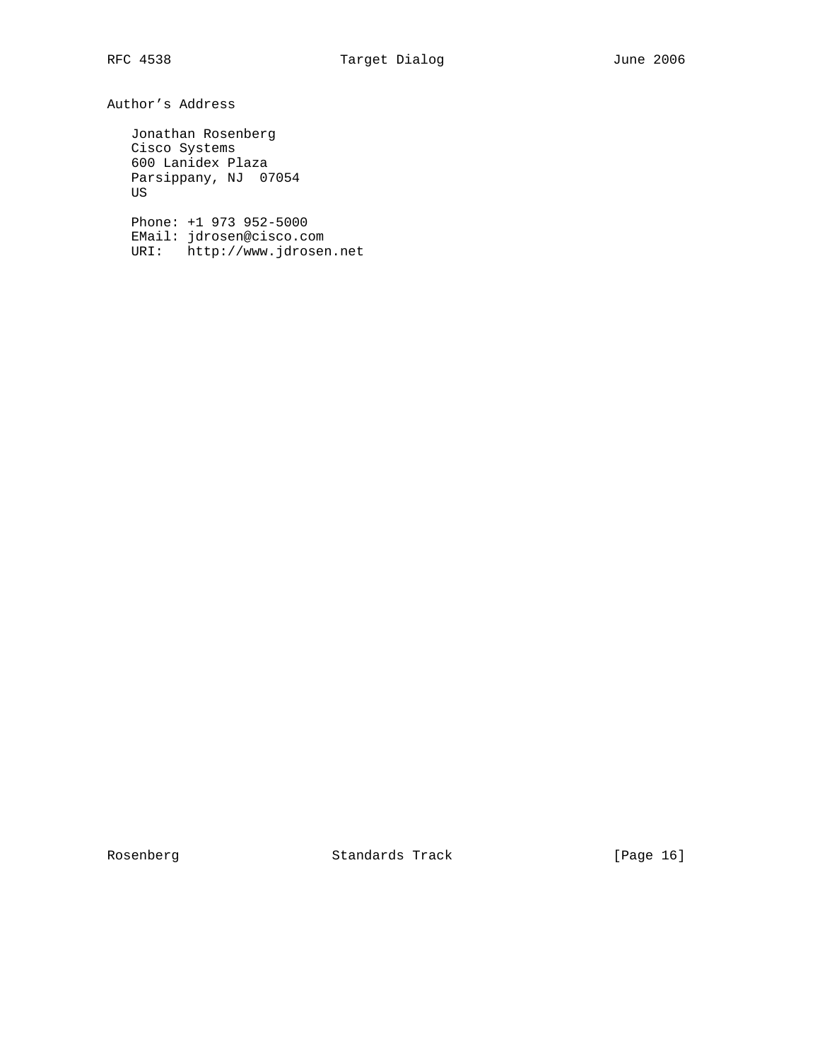## Author's Address

Jonathan Rosenberg
Cisco Systems
600 Lanidex Plaza
Parsippany, NJ 07054
US

Phone: +1 973 952-5000
EMail: jdrosen@cisco.com
URI: http://www.jdrosen.net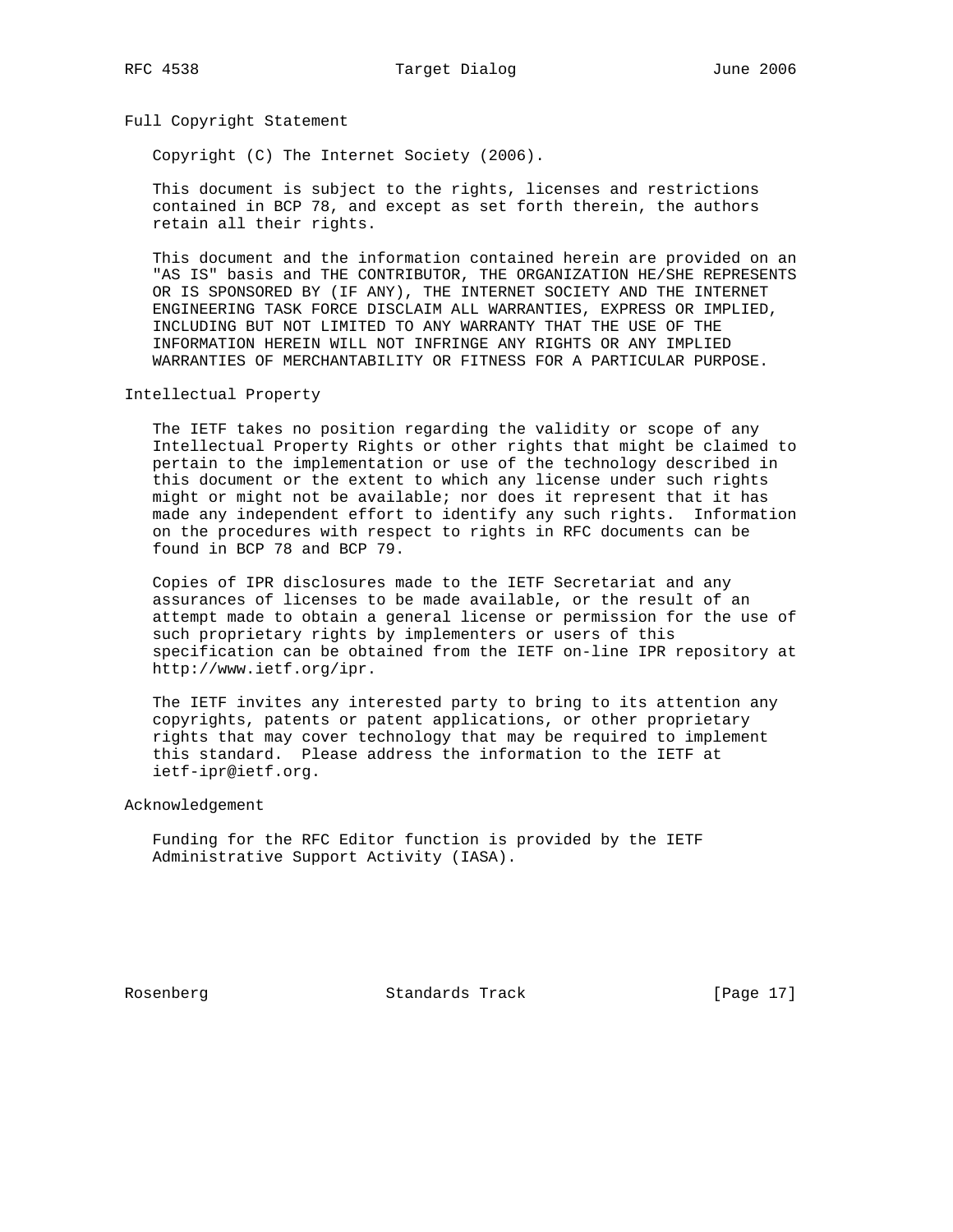## Full Copyright Statement

Copyright (C) The Internet Society (2006).

This document is subject to the rights, licenses and restrictions contained in BCP 78, and except as set forth therein, the authors retain all their rights.

This document and the information contained herein are provided on an "AS IS" basis and THE CONTRIBUTOR, THE ORGANIZATION HE/SHE REPRESENTS OR IS SPONSORED BY (IF ANY), THE INTERNET SOCIETY AND THE INTERNET ENGINEERING TASK FORCE DISCLAIM ALL WARRANTIES, EXPRESS OR IMPLIED, INCLUDING BUT NOT LIMITED TO ANY WARRANTY THAT THE USE OF THE INFORMATION HEREIN WILL NOT INFRINGE ANY RIGHTS OR ANY IMPLIED WARRANTIES OF MERCHANTABILITY OR FITNESS FOR A PARTICULAR PURPOSE.

## Intellectual Property

The IETF takes no position regarding the validity or scope of any Intellectual Property Rights or other rights that might be claimed to pertain to the implementation or use of the technology described in this document or the extent to which any license under such rights might or might not be available; nor does it represent that it has made any independent effort to identify any such rights. Information on the procedures with respect to rights in RFC documents can be found in BCP 78 and BCP 79.

Copies of IPR disclosures made to the IETF Secretariat and any assurances of licenses to be made available, or the result of an attempt made to obtain a general license or permission for the use of such proprietary rights by implementers or users of this specification can be obtained from the IETF on-line IPR repository at http://www.ietf.org/ipr.

The IETF invites any interested party to bring to its attention any copyrights, patents or patent applications, or other proprietary rights that may cover technology that may be required to implement this standard. Please address the information to the IETF at ietf-ipr@ietf.org.

## Acknowledgement

Funding for the RFC Editor function is provided by the IETF Administrative Support Activity (IASA).